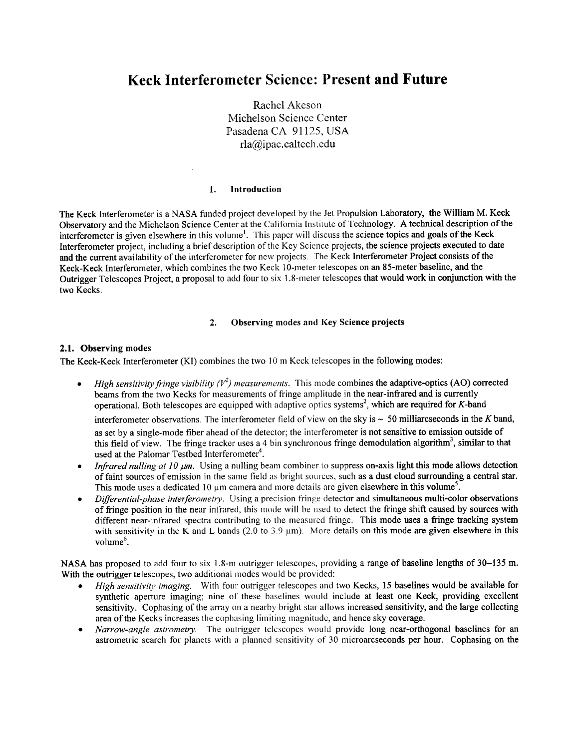# Keck Interferometer Science: Present and Future

Rachel Akeson
Michelson Science Center
Pasadena CA 91125, USA
rla@ipac.caltech.edu

## 1. Introduction

The Keck Interferometer is a NASA funded project developed by the Jet Propulsion Laboratory, the William M. Keck Observatory and the Michelson Science Center at the California Institute of Technology. A technical description of the interferometer is given elsewhere in this volume[1]. This paper will discuss the science topics and goals of the Keck Interferometer project, including a brief description of the Key Science projects, the science projects executed to date and the current availability of the interferometer for new projects. The Keck Interferometer Project consists of the Keck-Keck Interferometer, which combines the two Keck 10-meter telescopes on an 85-meter baseline, and the Outrigger Telescopes Project, a proposal to add four to six 1.8-meter telescopes that would work in conjunction with the two Kecks.

## 2. Observing modes and Key Science projects

### 2.1. Observing modes

The Keck-Keck Interferometer (KI) combines the two 10 m Keck telescopes in the following modes:

- *High sensitivity fringe visibility ($V^2$) measurements.* This mode combines the adaptive-optics (AO) corrected beams from the two Kecks for measurements of fringe amplitude in the near-infrared and is currently operational. Both telescopes are equipped with adaptive optics systems[2], which are required for *K*-band interferometer observations. The interferometer field of view on the sky is ~ 50 milliarcseconds in the *K* band, as set by a single-mode fiber ahead of the detector; the interferometer is not sensitive to emission outside of this field of view. The fringe tracker uses a 4 bin synchronous fringe demodulation algorithm[3], similar to that used at the Palomar Testbed Interferometer[4].
- *Infrared nulling at 10 μm.* Using a nulling beam combiner to suppress on-axis light this mode allows detection of faint sources of emission in the same field as bright sources, such as a dust cloud surrounding a central star. This mode uses a dedicated 10 μm camera and more details are given elsewhere in this volume[5].
- *Differential-phase interferometry.* Using a precision fringe detector and simultaneous multi-color observations of fringe position in the near infrared, this mode will be used to detect the fringe shift caused by sources with different near-infrared spectra contributing to the measured fringe. This mode uses a fringe tracking system with sensitivity in the K and L bands (2.0 to 3.9 μm). More details on this mode are given elsewhere in this volume[6].

NASA has proposed to add four to six 1.8-m outrigger telescopes, providing a range of baseline lengths of 30–135 m. With the outrigger telescopes, two additional modes would be provided:

- *High sensitivity imaging.* With four outrigger telescopes and two Kecks, 15 baselines would be available for synthetic aperture imaging; nine of these baselines would include at least one Keck, providing excellent sensitivity. Cophasing of the array on a nearby bright star allows increased sensitivity, and the large collecting area of the Kecks increases the cophasing limiting magnitude, and hence sky coverage.
- *Narrow-angle astrometry.* The outrigger telescopes would provide long near-orthogonal baselines for an astrometric search for planets with a planned sensitivity of 30 microarcseconds per hour. Cophasing on the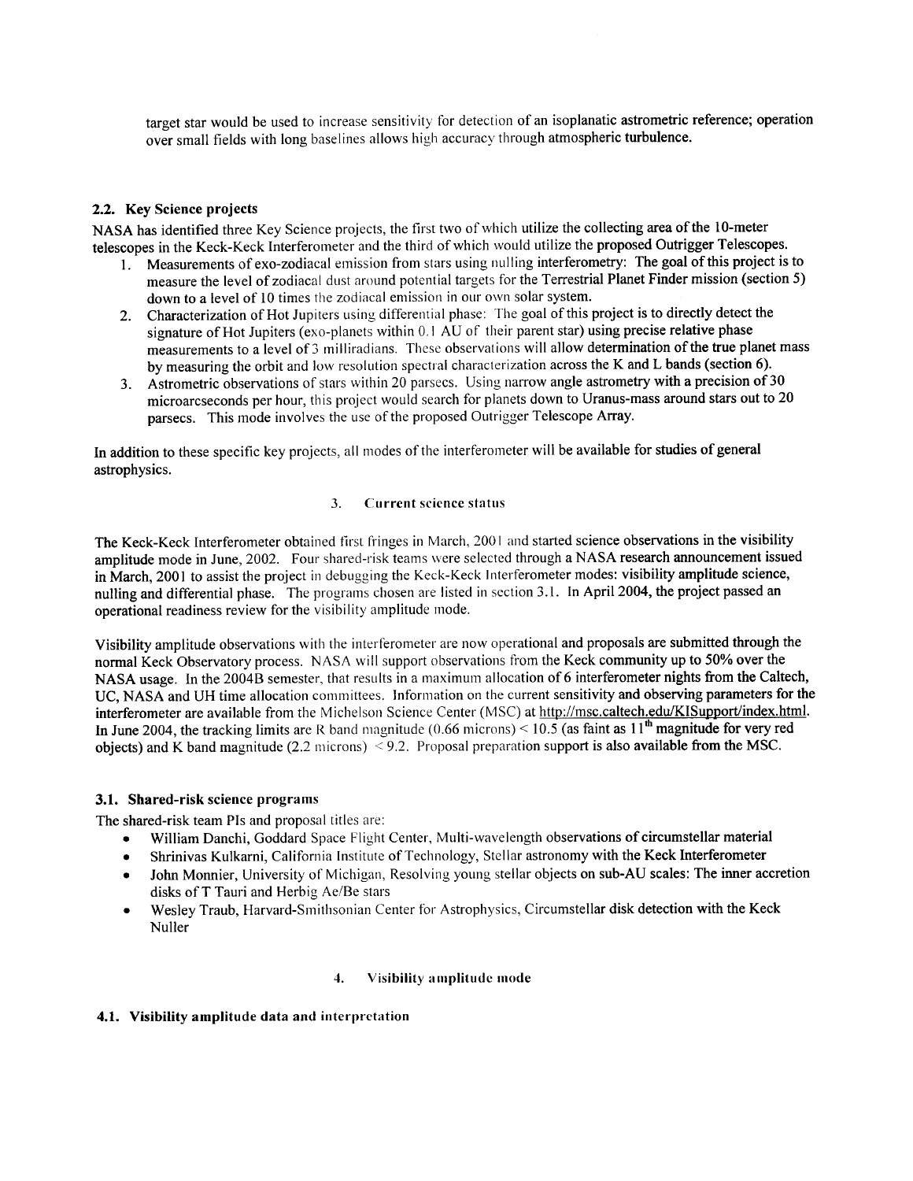target star would be used to increase sensitivity for detection of an isoplanatic astrometric reference; operation over small fields with long baselines allows high accuracy through atmospheric turbulence.

### 2.2. Key Science projects

NASA has identified three Key Science projects, the first two of which utilize the collecting area of the 10-meter telescopes in the Keck-Keck Interferometer and the third of which would utilize the proposed Outrigger Telescopes.

1. Measurements of exo-zodiacal emission from stars using nulling interferometry: The goal of this project is to measure the level of zodiacal dust around potential targets for the Terrestrial Planet Finder mission (section 5) down to a level of 10 times the zodiacal emission in our own solar system.
2. Characterization of Hot Jupiters using differential phase: The goal of this project is to directly detect the signature of Hot Jupiters (exo-planets within 0.1 AU of their parent star) using precise relative phase measurements to a level of 3 milliradians. These observations will allow determination of the true planet mass by measuring the orbit and low resolution spectral characterization across the K and L bands (section 6).
3. Astrometric observations of stars within 20 parsecs. Using narrow angle astrometry with a precision of 30 microarcseconds per hour, this project would search for planets down to Uranus-mass around stars out to 20 parsecs. This mode involves the use of the proposed Outrigger Telescope Array.

In addition to these specific key projects, all modes of the interferometer will be available for studies of general astrophysics.

## 3. Current science status

The Keck-Keck Interferometer obtained first fringes in March, 2001 and started science observations in the visibility amplitude mode in June, 2002. Four shared-risk teams were selected through a NASA research announcement issued in March, 2001 to assist the project in debugging the Keck-Keck Interferometer modes: visibility amplitude science, nulling and differential phase. The programs chosen are listed in section 3.1. In April 2004, the project passed an operational readiness review for the visibility amplitude mode.

Visibility amplitude observations with the interferometer are now operational and proposals are submitted through the normal Keck Observatory process. NASA will support observations from the Keck community up to 50% over the NASA usage. In the 2004B semester, that results in a maximum allocation of 6 interferometer nights from the Caltech, UC, NASA and UH time allocation committees. Information on the current sensitivity and observing parameters for the interferometer are available from the Michelson Science Center (MSC) at http://msc.caltech.edu/KISupport/index.html. In June 2004, the tracking limits are R band magnitude (0.66 microns) < 10.5 (as faint as 11$^{th}$ magnitude for very red objects) and K band magnitude (2.2 microns) < 9.2. Proposal preparation support is also available from the MSC.

### 3.1. Shared-risk science programs

The shared-risk team PIs and proposal titles are:

- William Danchi, Goddard Space Flight Center, Multi-wavelength observations of circumstellar material
- Shrinivas Kulkarni, California Institute of Technology, Stellar astronomy with the Keck Interferometer
- John Monnier, University of Michigan, Resolving young stellar objects on sub-AU scales: The inner accretion disks of T Tauri and Herbig Ae/Be stars
- Wesley Traub, Harvard-Smithsonian Center for Astrophysics, Circumstellar disk detection with the Keck Nuller

## 4. Visibility amplitude mode

### 4.1. Visibility amplitude data and interpretation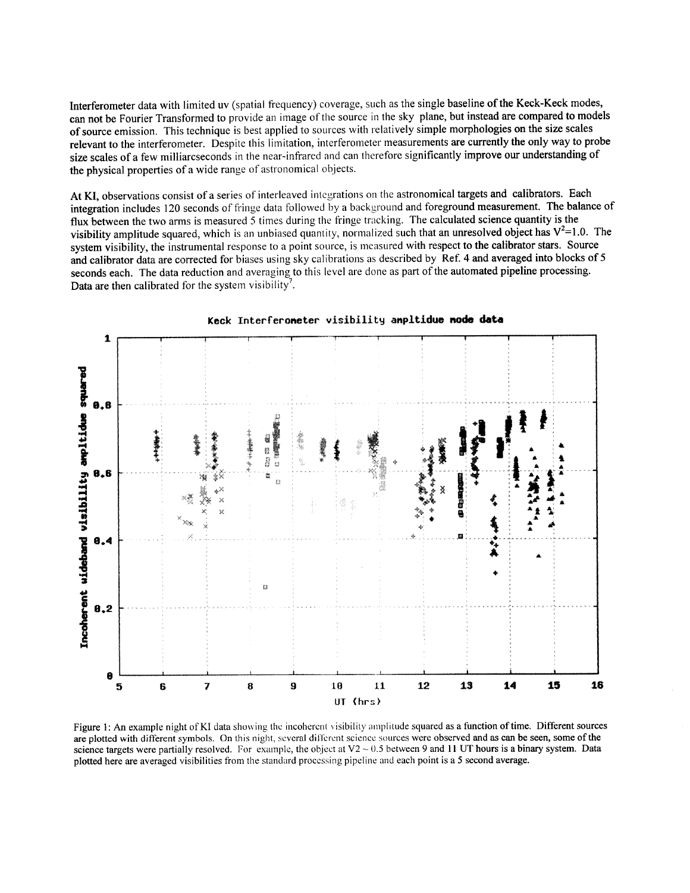Interferometer data with limited uv (spatial frequency) coverage, such as the single baseline of the Keck-Keck modes, can not be Fourier Transformed to provide an image of the source in the sky plane, but instead are compared to models of source emission. This technique is best applied to sources with relatively simple morphologies on the size scales relevant to the interferometer. Despite this limitation, interferometer measurements are currently the only way to probe size scales of a few milliarcseconds in the near-infrared and can therefore significantly improve our understanding of the physical properties of a wide range of astronomical objects.

At KI, observations consist of a series of interleaved integrations on the astronomical targets and calibrators. Each integration includes 120 seconds of fringe data followed by a background and foreground measurement. The balance of flux between the two arms is measured 5 times during the fringe tracking. The calculated science quantity is the visibility amplitude squared, which is an unbiased quantity, normalized such that an unresolved object has $V^2=1.0$. The system visibility, the instrumental response to a point source, is measured with respect to the calibrator stars. Source and calibrator data are corrected for biases using sky calibrations as described by Ref. 4 and averaged into blocks of 5 seconds each. The data reduction and averaging to this level are done as part of the automated pipeline processing. Data are then calibrated for the system visibility[7].

Figure 1: An example night of KI data showing the incoherent visibility amplitude squared as a function of time. Different sources are plotted with different symbols. On this night, several different science sources were observed and as can be seen, some of the science targets were partially resolved. For example, the object at V2 ~ 0.5 between 9 and 11 UT hours is a binary system. Data plotted here are averaged visibilities from the standard processing pipeline and each point is a 5 second average.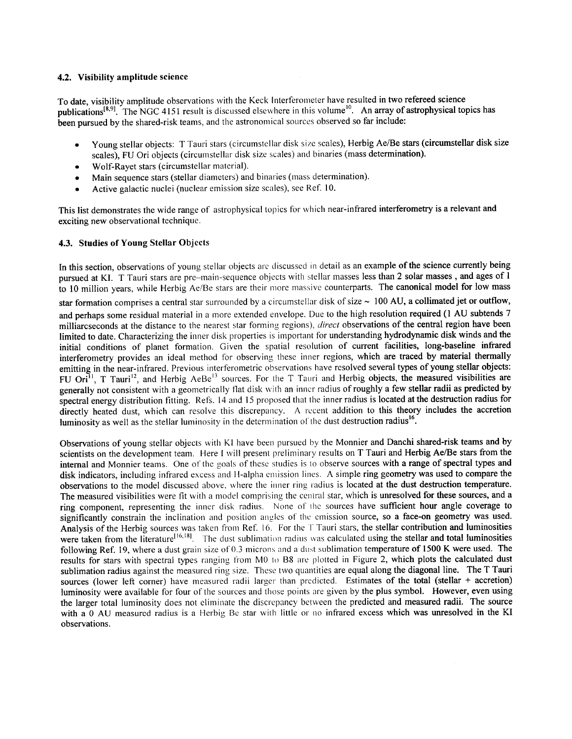### 4.2. Visibility amplitude science

To date, visibility amplitude observations with the Keck Interferometer have resulted in two refereed science publications[8,9]. The NGC 4151 result is discussed elsewhere in this volume[10]. An array of astrophysical topics has been pursued by the shared-risk teams, and the astronomical sources observed so far include:

- Young stellar objects: T Tauri stars (circumstellar disk size scales), Herbig Ae/Be stars (circumstellar disk size scales), FU Ori objects (circumstellar disk size scales) and binaries (mass determination).
- Wolf-Rayet stars (circumstellar material).
- Main sequence stars (stellar diameters) and binaries (mass determination).
- Active galactic nuclei (nuclear emission size scales), see Ref. 10.

This list demonstrates the wide range of astrophysical topics for which near-infrared interferometry is a relevant and exciting new observational technique.

### 4.3. Studies of Young Stellar Objects

In this section, observations of young stellar objects are discussed in detail as an example of the science currently being pursued at KI. T Tauri stars are pre–main-sequence objects with stellar masses less than 2 solar masses , and ages of 1 to 10 million years, while Herbig Ae/Be stars are their more massive counterparts. The canonical model for low mass star formation comprises a central star surrounded by a circumstellar disk of size ~ 100 AU, a collimated jet or outflow, and perhaps some residual material in a more extended envelope. Due to the high resolution required (1 AU subtends 7 milliarcseconds at the distance to the nearest star forming regions), *direct* observations of the central region have been limited to date. Characterizing the inner disk properties is important for understanding hydrodynamic disk winds and the initial conditions of planet formation. Given the spatial resolution of current facilities, long-baseline infrared interferometry provides an ideal method for observing these inner regions, which are traced by material thermally emitting in the near-infrared. Previous interferometric observations have resolved several types of young stellar objects: FU Ori[11], T Tauri[12], and Herbig AeBe[13] sources. For the T Tauri and Herbig objects, the measured visibilities are generally not consistent with a geometrically flat disk with an inner radius of roughly a few stellar radii as predicted by spectral energy distribution fitting. Refs. 14 and 15 proposed that the inner radius is located at the destruction radius for directly heated dust, which can resolve this discrepancy. A recent addition to this theory includes the accretion luminosity as well as the stellar luminosity in the determination of the dust destruction radius[16].

Observations of young stellar objects with KI have been pursued by the Monnier and Danchi shared-risk teams and by scientists on the development team. Here I will present preliminary results on T Tauri and Herbig Ae/Be stars from the internal and Monnier teams. One of the goals of these studies is to observe sources with a range of spectral types and disk indicators, including infrared excess and H-alpha emission lines. A simple ring geometry was used to compare the observations to the model discussed above, where the inner ring radius is located at the dust destruction temperature. The measured visibilities were fit with a model comprising the central star, which is unresolved for these sources, and a ring component, representing the inner disk radius. None of the sources have sufficient hour angle coverage to significantly constrain the inclination and position angles of the emission source, so a face-on geometry was used. Analysis of the Herbig sources was taken from Ref. 16. For the T Tauri stars, the stellar contribution and luminosities were taken from the literature[16,18]. The dust sublimation radius was calculated using the stellar and total luminosities following Ref. 19, where a dust grain size of 0.3 microns and a dust sublimation temperature of 1500 K were used. The results for stars with spectral types ranging from M0 to B8 are plotted in Figure 2, which plots the calculated dust sublimation radius against the measured ring size. These two quantities are equal along the diagonal line. The T Tauri sources (lower left corner) have measured radii larger than predicted. Estimates of the total (stellar + accretion) luminosity were available for four of the sources and those points are given by the plus symbol. However, even using the larger total luminosity does not eliminate the discrepancy between the predicted and measured radii. The source with a 0 AU measured radius is a Herbig Be star with little or no infrared excess which was unresolved in the KI observations.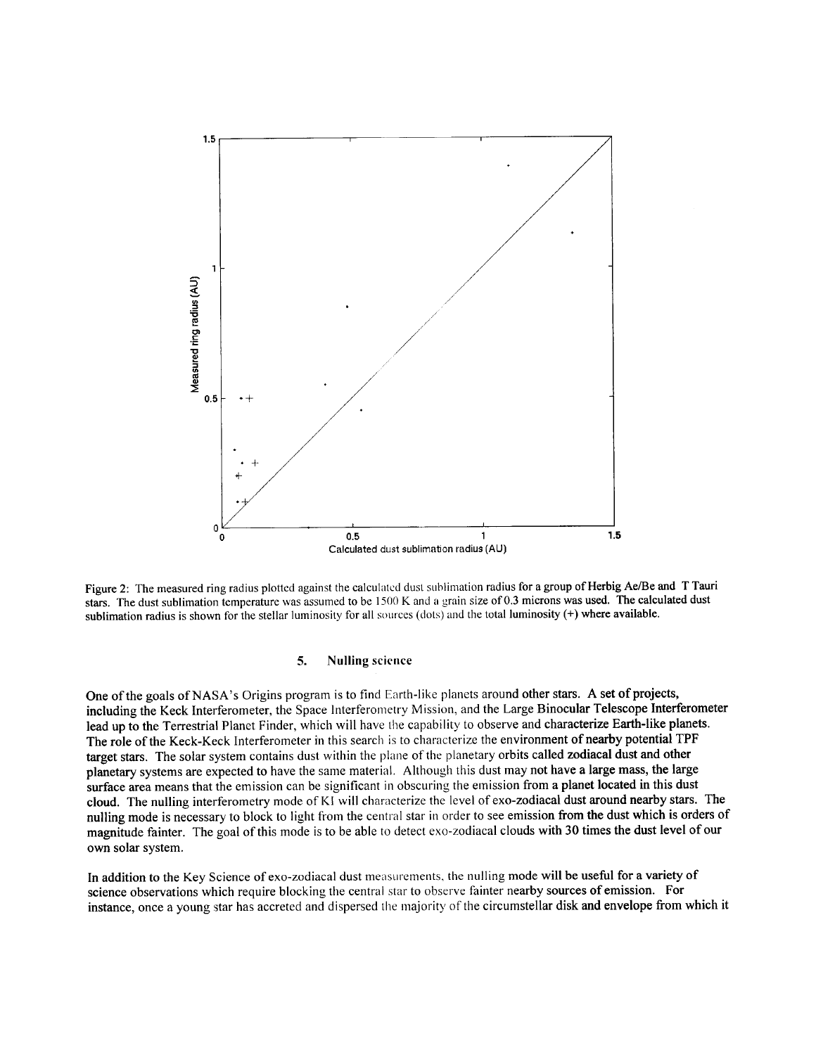Figure 2: The measured ring radius plotted against the calculated dust sublimation radius for a group of Herbig Ae/Be and T Tauri stars. The dust sublimation temperature was assumed to be 1500 K and a grain size of 0.3 microns was used. The calculated dust sublimation radius is shown for the stellar luminosity for all sources (dots) and the total luminosity (+) where available.

## 5. Nulling science

One of the goals of NASA's Origins program is to find Earth-like planets around other stars. A set of projects, including the Keck Interferometer, the Space Interferometry Mission, and the Large Binocular Telescope Interferometer lead up to the Terrestrial Planet Finder, which will have the capability to observe and characterize Earth-like planets. The role of the Keck-Keck Interferometer in this search is to characterize the environment of nearby potential TPF target stars. The solar system contains dust within the plane of the planetary orbits called zodiacal dust and other planetary systems are expected to have the same material. Although this dust may not have a large mass, the large surface area means that the emission can be significant in obscuring the emission from a planet located in this dust cloud. The nulling interferometry mode of KI will characterize the level of exo-zodiacal dust around nearby stars. The nulling mode is necessary to block to light from the central star in order to see emission from the dust which is orders of magnitude fainter. The goal of this mode is to be able to detect exo-zodiacal clouds with 30 times the dust level of our own solar system.

In addition to the Key Science of exo-zodiacal dust measurements, the nulling mode will be useful for a variety of science observations which require blocking the central star to observe fainter nearby sources of emission. For instance, once a young star has accreted and dispersed the majority of the circumstellar disk and envelope from which it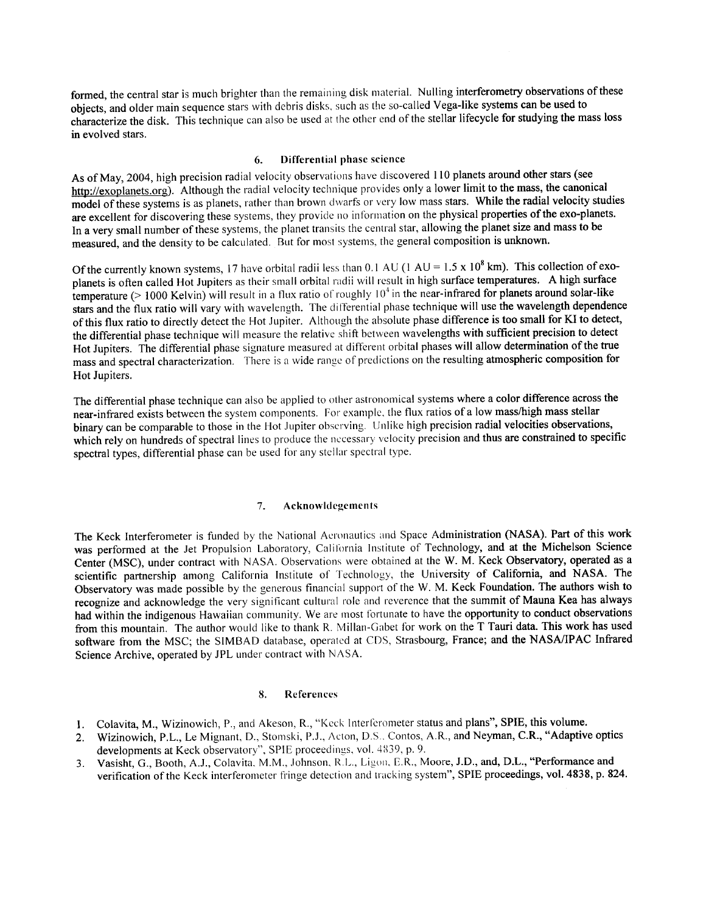formed, the central star is much brighter than the remaining disk material. Nulling interferometry observations of these objects, and older main sequence stars with debris disks, such as the so-called Vega-like systems can be used to characterize the disk. This technique can also be used at the other end of the stellar lifecycle for studying the mass loss in evolved stars.

## 6. Differential phase science

As of May, 2004, high precision radial velocity observations have discovered 110 planets around other stars (see http://exoplanets.org). Although the radial velocity technique provides only a lower limit to the mass, the canonical model of these systems is as planets, rather than brown dwarfs or very low mass stars. While the radial velocity studies are excellent for discovering these systems, they provide no information on the physical properties of the exo-planets. In a very small number of these systems, the planet transits the central star, allowing the planet size and mass to be measured, and the density to be calculated. But for most systems, the general composition is unknown.

Of the currently known systems, 17 have orbital radii less than 0.1 AU (1 AU = $1.5 \times 10^8$ km). This collection of exo-planets is often called Hot Jupiters as their small orbital radii will result in high surface temperatures. A high surface temperature (> 1000 Kelvin) will result in a flux ratio of roughly $10^4$ in the near-infrared for planets around solar-like stars and the flux ratio will vary with wavelength. The differential phase technique will use the wavelength dependence of this flux ratio to directly detect the Hot Jupiter. Although the absolute phase difference is too small for KI to detect, the differential phase technique will measure the relative shift between wavelengths with sufficient precision to detect Hot Jupiters. The differential phase signature measured at different orbital phases will allow determination of the true mass and spectral characterization. There is a wide range of predictions on the resulting atmospheric composition for Hot Jupiters.

The differential phase technique can also be applied to other astronomical systems where a color difference across the near-infrared exists between the system components. For example, the flux ratios of a low mass/high mass stellar binary can be comparable to those in the Hot Jupiter observing. Unlike high precision radial velocities observations, which rely on hundreds of spectral lines to produce the necessary velocity precision and thus are constrained to specific spectral types, differential phase can be used for any stellar spectral type.

## 7. Acknowledgements

The Keck Interferometer is funded by the National Aeronautics and Space Administration (NASA). Part of this work was performed at the Jet Propulsion Laboratory, California Institute of Technology, and at the Michelson Science Center (MSC), under contract with NASA. Observations were obtained at the W. M. Keck Observatory, operated as a scientific partnership among California Institute of Technology, the University of California, and NASA. The Observatory was made possible by the generous financial support of the W. M. Keck Foundation. The authors wish to recognize and acknowledge the very significant cultural role and reverence that the summit of Mauna Kea has always had within the indigenous Hawaiian community. We are most fortunate to have the opportunity to conduct observations from this mountain. The author would like to thank R. Millan-Gabet for work on the T Tauri data. This work has used software from the MSC; the SIMBAD database, operated at CDS, Strasbourg, France; and the NASA/IPAC Infrared Science Archive, operated by JPL under contract with NASA.

## 8. References

1. Colavita, M., Wizinowich, P., and Akeson, R., "Keck Interferometer status and plans", SPIE, this volume.
2. Wizinowich, P.L., Le Mignant, D., Stomski, P.J., Acton, D.S., Contos, A.R., and Neyman, C.R., "Adaptive optics developments at Keck observatory", SPIE proceedings, vol. 4839, p. 9.
3. Vasisht, G., Booth, A.J., Colavita, M.M., Johnson, R.L., Ligon, E.R., Moore, J.D., and, D.L., "Performance and verification of the Keck interferometer fringe detection and tracking system", SPIE proceedings, vol. 4838, p. 824.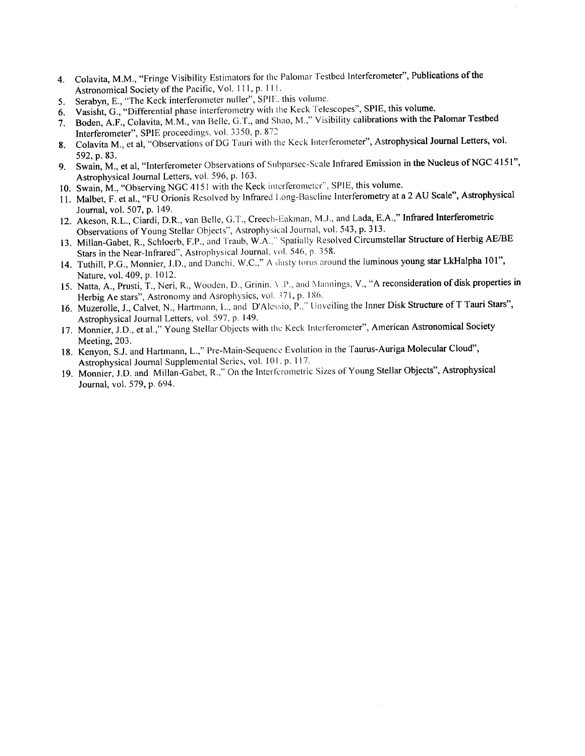4. Colavita, M.M., "Fringe Visibility Estimators for the Palomar Testbed Interferometer", Publications of the Astronomical Society of the Pacific, Vol. 111, p. 111.
5. Serabyn, E., "The Keck interferometer nuller", SPIE, this volume.
6. Vasisht, G., "Differential phase interferometry with the Keck Telescopes", SPIE, this volume.
7. Boden, A.F., Colavita, M.M., van Belle, G.T., and Shao, M.," Visibility calibrations with the Palomar Testbed Interferometer", SPIE proceedings, vol. 3350, p. 872
8. Colavita M., et al, "Observations of DG Tauri with the Keck Interferometer", Astrophysical Journal Letters, vol. 592, p. 83.
9. Swain, M., et al, "Interferometer Observations of Subparsec-Scale Infrared Emission in the Nucleus of NGC 4151", Astrophysical Journal Letters, vol. 596, p. 163.
10. Swain, M., "Observing NGC 4151 with the Keck interferometer", SPIE, this volume.
11. Malbet, F. et al., "FU Orionis Resolved by Infrared Long-Baseline Interferometry at a 2 AU Scale", Astrophysical Journal, vol. 507, p. 149.
12. Akeson, R.L., Ciardi, D.R., van Belle, G.T., Creech-Eakman, M.J., and Lada, E.A.," Infrared Interferometric Observations of Young Stellar Objects", Astrophysical Journal, vol. 543, p. 313.
13. Millan-Gabet, R., Schloerb, F.P., and Traub, W.A.," Spatially Resolved Circumstellar Structure of Herbig AE/BE Stars in the Near-Infrared", Astrophysical Journal, vol. 546, p. 358.
14. Tuthill, P.G., Monnier, J.D., and Danchi, W.C.," A dusty torus around the luminous young star LkHalpha 101", Nature, vol. 409, p. 1012.
15. Natta, A., Prusti, T., Neri, R., Wooden, D., Grinin. V.P., and Mannings, V., "A reconsideration of disk properties in Herbig Ae stars", Astronomy and Asrophysics, vol. 371, p. 186.
16. Muzerolle, J., Calvet, N., Hartmann, L., and D'Alessio, P.," Unveiling the Inner Disk Structure of T Tauri Stars", Astrophysical Journal Letters, vol. 597, p. 149.
17. Monnier, J.D., et al.," Young Stellar Objects with the Keck Interferometer", American Astronomical Society Meeting, 203.
18. Kenyon, S.J. and Hartmann, L.," Pre-Main-Sequence Evolution in the Taurus-Auriga Molecular Cloud", Astrophysical Journal Supplemental Series, vol. 101. p. 117.
19. Monnier, J.D. and Millan-Gabet, R.," On the Interferometric Sizes of Young Stellar Objects", Astrophysical Journal, vol. 579, p. 694.